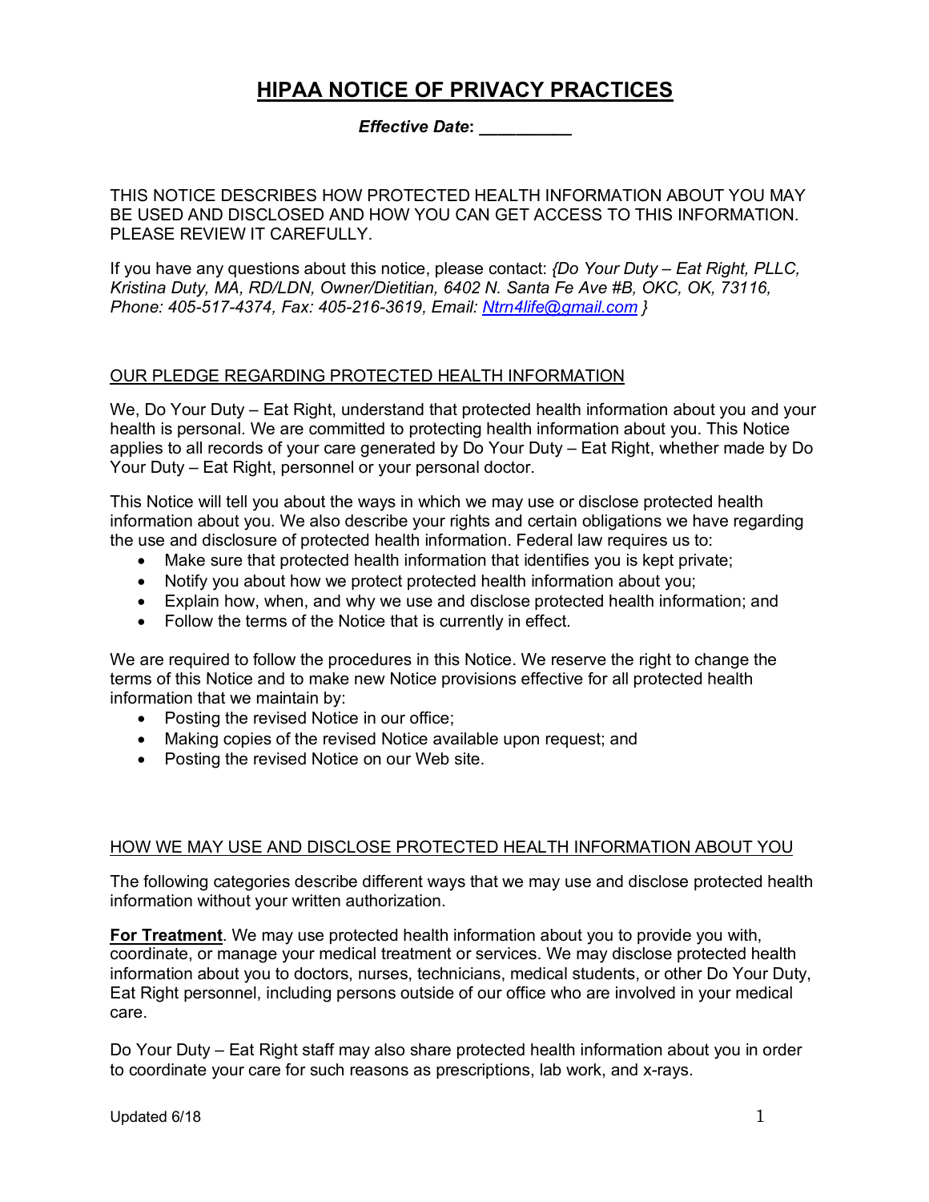# HIPAA NOTICE OF PRIVACY PRACTICES

***Effective Date*: __________**

THIS NOTICE DESCRIBES HOW PROTECTED HEALTH INFORMATION ABOUT YOU MAY BE USED AND DISCLOSED AND HOW YOU CAN GET ACCESS TO THIS INFORMATION. PLEASE REVIEW IT CAREFULLY.

If you have any questions about this notice, please contact: *{Do Your Duty – Eat Right, PLLC, Kristina Duty, MA, RD/LDN, Owner/Dietitian, 6402 N. Santa Fe Ave #B, OKC, OK, 73116, Phone: 405-517-4374, Fax: 405-216-3619, Email: Ntrn4life@gmail.com }*

## OUR PLEDGE REGARDING PROTECTED HEALTH INFORMATION

We, Do Your Duty – Eat Right, understand that protected health information about you and your health is personal. We are committed to protecting health information about you. This Notice applies to all records of your care generated by Do Your Duty – Eat Right, whether made by Do Your Duty – Eat Right, personnel or your personal doctor.

This Notice will tell you about the ways in which we may use or disclose protected health information about you. We also describe your rights and certain obligations we have regarding the use and disclosure of protected health information. Federal law requires us to:

- Make sure that protected health information that identifies you is kept private;
- Notify you about how we protect protected health information about you;
- Explain how, when, and why we use and disclose protected health information; and
- Follow the terms of the Notice that is currently in effect.

We are required to follow the procedures in this Notice. We reserve the right to change the terms of this Notice and to make new Notice provisions effective for all protected health information that we maintain by:

- Posting the revised Notice in our office;
- Making copies of the revised Notice available upon request; and
- Posting the revised Notice on our Web site.

## HOW WE MAY USE AND DISCLOSE PROTECTED HEALTH INFORMATION ABOUT YOU

The following categories describe different ways that we may use and disclose protected health information without your written authorization.

**For Treatment**. We may use protected health information about you to provide you with, coordinate, or manage your medical treatment or services. We may disclose protected health information about you to doctors, nurses, technicians, medical students, or other Do Your Duty, Eat Right personnel, including persons outside of our office who are involved in your medical care.

Do Your Duty – Eat Right staff may also share protected health information about you in order to coordinate your care for such reasons as prescriptions, lab work, and x-rays.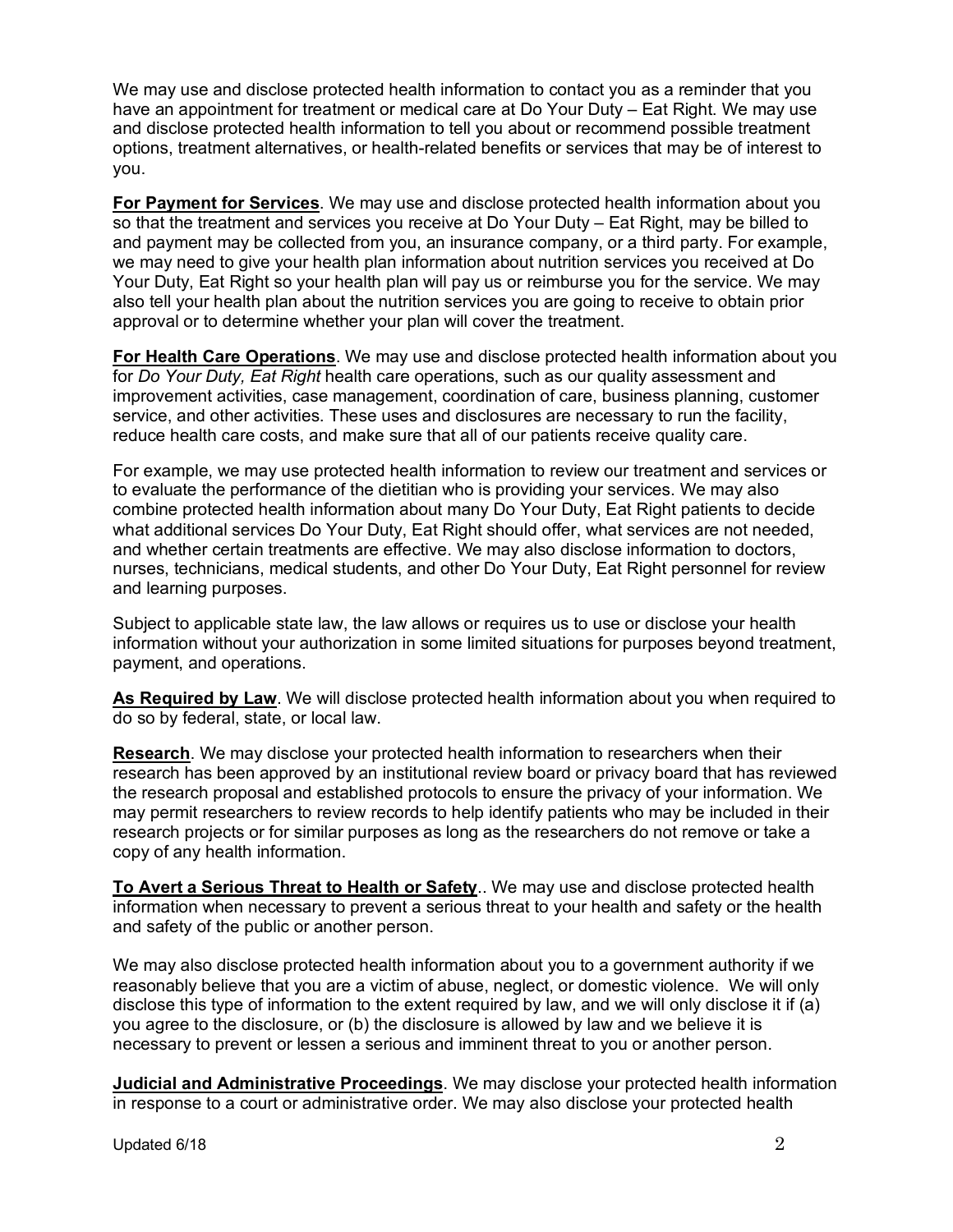We may use and disclose protected health information to contact you as a reminder that you have an appointment for treatment or medical care at Do Your Duty – Eat Right. We may use and disclose protected health information to tell you about or recommend possible treatment options, treatment alternatives, or health-related benefits or services that may be of interest to you.

**For Payment for Services**. We may use and disclose protected health information about you so that the treatment and services you receive at Do Your Duty – Eat Right, may be billed to and payment may be collected from you, an insurance company, or a third party. For example, we may need to give your health plan information about nutrition services you received at Do Your Duty, Eat Right so your health plan will pay us or reimburse you for the service. We may also tell your health plan about the nutrition services you are going to receive to obtain prior approval or to determine whether your plan will cover the treatment.

**For Health Care Operations**. We may use and disclose protected health information about you for *Do Your Duty, Eat Right* health care operations, such as our quality assessment and improvement activities, case management, coordination of care, business planning, customer service, and other activities. These uses and disclosures are necessary to run the facility, reduce health care costs, and make sure that all of our patients receive quality care.

For example, we may use protected health information to review our treatment and services or to evaluate the performance of the dietitian who is providing your services. We may also combine protected health information about many Do Your Duty, Eat Right patients to decide what additional services Do Your Duty, Eat Right should offer, what services are not needed, and whether certain treatments are effective. We may also disclose information to doctors, nurses, technicians, medical students, and other Do Your Duty, Eat Right personnel for review and learning purposes.

Subject to applicable state law, the law allows or requires us to use or disclose your health information without your authorization in some limited situations for purposes beyond treatment, payment, and operations.

**As Required by Law**. We will disclose protected health information about you when required to do so by federal, state, or local law.

**Research**. We may disclose your protected health information to researchers when their research has been approved by an institutional review board or privacy board that has reviewed the research proposal and established protocols to ensure the privacy of your information. We may permit researchers to review records to help identify patients who may be included in their research projects or for similar purposes as long as the researchers do not remove or take a copy of any health information.

**To Avert a Serious Threat to Health or Safety**.. We may use and disclose protected health information when necessary to prevent a serious threat to your health and safety or the health and safety of the public or another person.

We may also disclose protected health information about you to a government authority if we reasonably believe that you are a victim of abuse, neglect, or domestic violence. We will only disclose this type of information to the extent required by law, and we will only disclose it if (a) you agree to the disclosure, or (b) the disclosure is allowed by law and we believe it is necessary to prevent or lessen a serious and imminent threat to you or another person.

**Judicial and Administrative Proceedings**. We may disclose your protected health information in response to a court or administrative order. We may also disclose your protected health

Updated 6/18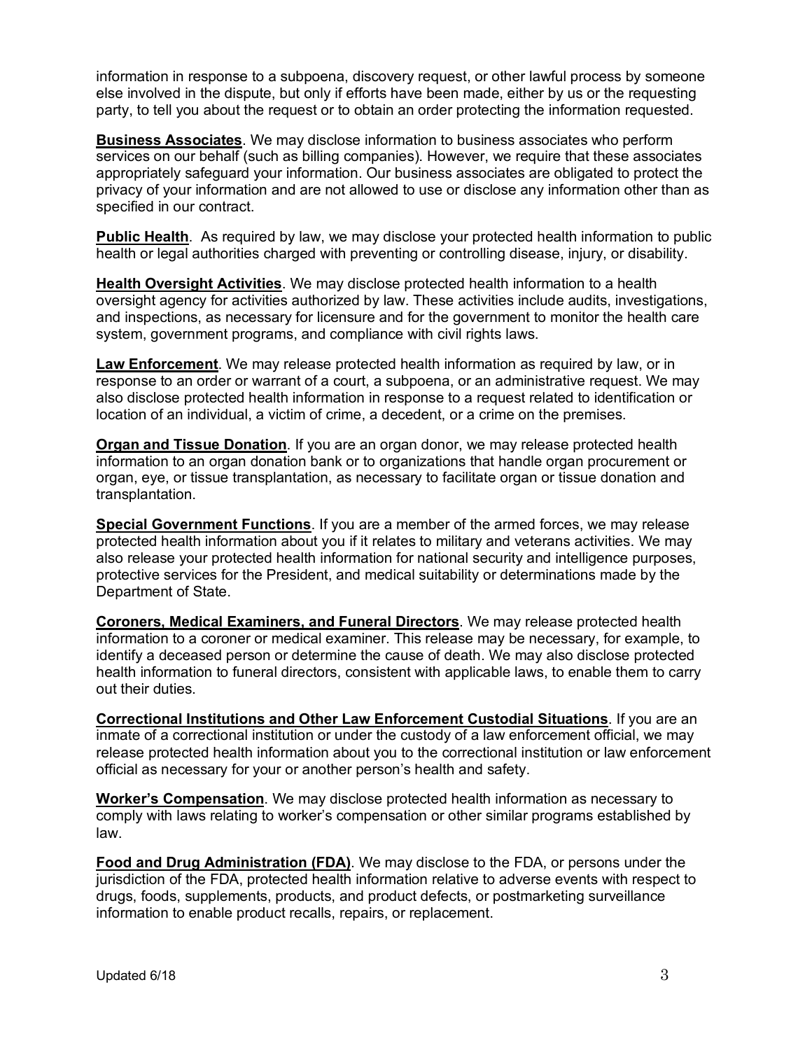information in response to a subpoena, discovery request, or other lawful process by someone else involved in the dispute, but only if efforts have been made, either by us or the requesting party, to tell you about the request or to obtain an order protecting the information requested.

**Business Associates**. We may disclose information to business associates who perform services on our behalf (such as billing companies). However, we require that these associates appropriately safeguard your information. Our business associates are obligated to protect the privacy of your information and are not allowed to use or disclose any information other than as specified in our contract.

**Public Health**. As required by law, we may disclose your protected health information to public health or legal authorities charged with preventing or controlling disease, injury, or disability.

**Health Oversight Activities**. We may disclose protected health information to a health oversight agency for activities authorized by law. These activities include audits, investigations, and inspections, as necessary for licensure and for the government to monitor the health care system, government programs, and compliance with civil rights laws.

**Law Enforcement**. We may release protected health information as required by law, or in response to an order or warrant of a court, a subpoena, or an administrative request. We may also disclose protected health information in response to a request related to identification or location of an individual, a victim of crime, a decedent, or a crime on the premises.

**Organ and Tissue Donation**. If you are an organ donor, we may release protected health information to an organ donation bank or to organizations that handle organ procurement or organ, eye, or tissue transplantation, as necessary to facilitate organ or tissue donation and transplantation.

**Special Government Functions**. If you are a member of the armed forces, we may release protected health information about you if it relates to military and veterans activities. We may also release your protected health information for national security and intelligence purposes, protective services for the President, and medical suitability or determinations made by the Department of State.

**Coroners, Medical Examiners, and Funeral Directors**. We may release protected health information to a coroner or medical examiner. This release may be necessary, for example, to identify a deceased person or determine the cause of death. We may also disclose protected health information to funeral directors, consistent with applicable laws, to enable them to carry out their duties.

**Correctional Institutions and Other Law Enforcement Custodial Situations**. If you are an inmate of a correctional institution or under the custody of a law enforcement official, we may release protected health information about you to the correctional institution or law enforcement official as necessary for your or another person's health and safety.

**Worker's Compensation**. We may disclose protected health information as necessary to comply with laws relating to worker's compensation or other similar programs established by law.

**Food and Drug Administration (FDA)**. We may disclose to the FDA, or persons under the jurisdiction of the FDA, protected health information relative to adverse events with respect to drugs, foods, supplements, products, and product defects, or postmarketing surveillance information to enable product recalls, repairs, or replacement.

Updated 6/18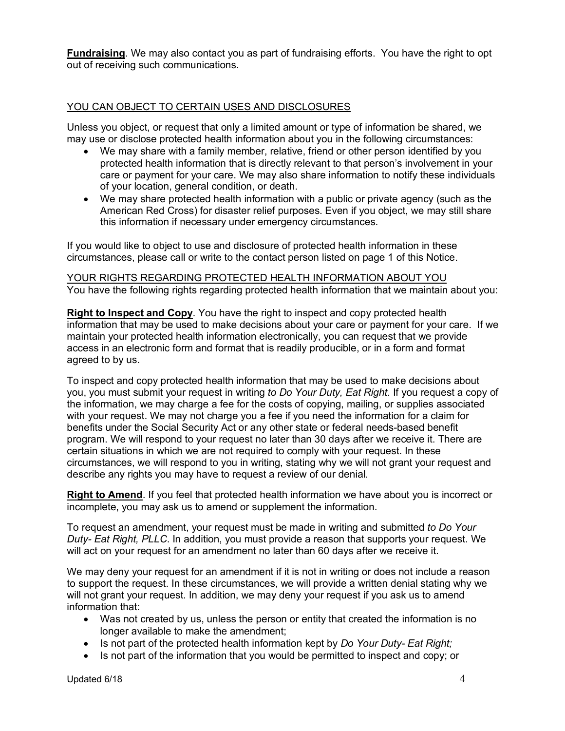**Fundraising**. We may also contact you as part of fundraising efforts. You have the right to opt out of receiving such communications.

## YOU CAN OBJECT TO CERTAIN USES AND DISCLOSURES

Unless you object, or request that only a limited amount or type of information be shared, we may use or disclose protected health information about you in the following circumstances:

- We may share with a family member, relative, friend or other person identified by you protected health information that is directly relevant to that person's involvement in your care or payment for your care. We may also share information to notify these individuals of your location, general condition, or death.
- We may share protected health information with a public or private agency (such as the American Red Cross) for disaster relief purposes. Even if you object, we may still share this information if necessary under emergency circumstances.

If you would like to object to use and disclosure of protected health information in these circumstances, please call or write to the contact person listed on page 1 of this Notice.

## YOUR RIGHTS REGARDING PROTECTED HEALTH INFORMATION ABOUT YOU

You have the following rights regarding protected health information that we maintain about you:

**Right to Inspect and Copy**. You have the right to inspect and copy protected health information that may be used to make decisions about your care or payment for your care. If we maintain your protected health information electronically, you can request that we provide access in an electronic form and format that is readily producible, or in a form and format agreed to by us.

To inspect and copy protected health information that may be used to make decisions about you, you must submit your request in writing *to Do Your Duty, Eat Right*. If you request a copy of the information, we may charge a fee for the costs of copying, mailing, or supplies associated with your request. We may not charge you a fee if you need the information for a claim for benefits under the Social Security Act or any other state or federal needs-based benefit program. We will respond to your request no later than 30 days after we receive it. There are certain situations in which we are not required to comply with your request. In these circumstances, we will respond to you in writing, stating why we will not grant your request and describe any rights you may have to request a review of our denial.

**Right to Amend**. If you feel that protected health information we have about you is incorrect or incomplete, you may ask us to amend or supplement the information.

To request an amendment, your request must be made in writing and submitted *to Do Your Duty- Eat Right, PLLC*. In addition, you must provide a reason that supports your request. We will act on your request for an amendment no later than 60 days after we receive it.

We may deny your request for an amendment if it is not in writing or does not include a reason to support the request. In these circumstances, we will provide a written denial stating why we will not grant your request. In addition, we may deny your request if you ask us to amend information that:

- Was not created by us, unless the person or entity that created the information is no longer available to make the amendment;
- Is not part of the protected health information kept by *Do Your Duty- Eat Right;*
- Is not part of the information that you would be permitted to inspect and copy; or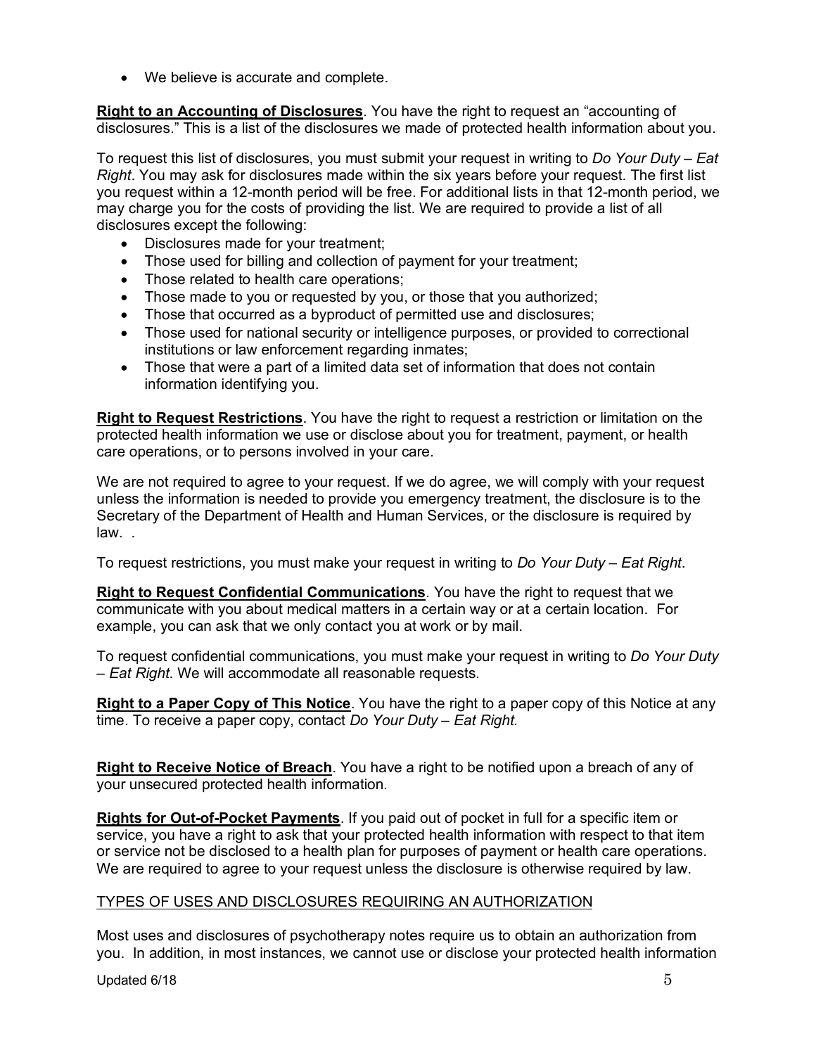- We believe is accurate and complete.

**Right to an Accounting of Disclosures**. You have the right to request an "accounting of disclosures." This is a list of the disclosures we made of protected health information about you.

To request this list of disclosures, you must submit your request in writing to *Do Your Duty – Eat Right*. You may ask for disclosures made within the six years before your request. The first list you request within a 12-month period will be free. For additional lists in that 12-month period, we may charge you for the costs of providing the list. We are required to provide a list of all disclosures except the following:

- Disclosures made for your treatment;
- Those used for billing and collection of payment for your treatment;
- Those related to health care operations;
- Those made to you or requested by you, or those that you authorized;
- Those that occurred as a byproduct of permitted use and disclosures;
- Those used for national security or intelligence purposes, or provided to correctional institutions or law enforcement regarding inmates;
- Those that were a part of a limited data set of information that does not contain information identifying you.

**Right to Request Restrictions**. You have the right to request a restriction or limitation on the protected health information we use or disclose about you for treatment, payment, or health care operations, or to persons involved in your care.

We are not required to agree to your request. If we do agree, we will comply with your request unless the information is needed to provide you emergency treatment, the disclosure is to the Secretary of the Department of Health and Human Services, or the disclosure is required by law. .

To request restrictions, you must make your request in writing to *Do Your Duty – Eat Right*.

**Right to Request Confidential Communications**. You have the right to request that we communicate with you about medical matters in a certain way or at a certain location. For example, you can ask that we only contact you at work or by mail.

To request confidential communications, you must make your request in writing to *Do Your Duty – Eat Right*. We will accommodate all reasonable requests.

**Right to a Paper Copy of This Notice**. You have the right to a paper copy of this Notice at any time. To receive a paper copy, contact *Do Your Duty – Eat Right.*

**Right to Receive Notice of Breach**. You have a right to be notified upon a breach of any of your unsecured protected health information.

**Rights for Out-of-Pocket Payments**. If you paid out of pocket in full for a specific item or service, you have a right to ask that your protected health information with respect to that item or service not be disclosed to a health plan for purposes of payment or health care operations. We are required to agree to your request unless the disclosure is otherwise required by law.

TYPES OF USES AND DISCLOSURES REQUIRING AN AUTHORIZATION

Most uses and disclosures of psychotherapy notes require us to obtain an authorization from you. In addition, in most instances, we cannot use or disclose your protected health information

Updated 6/18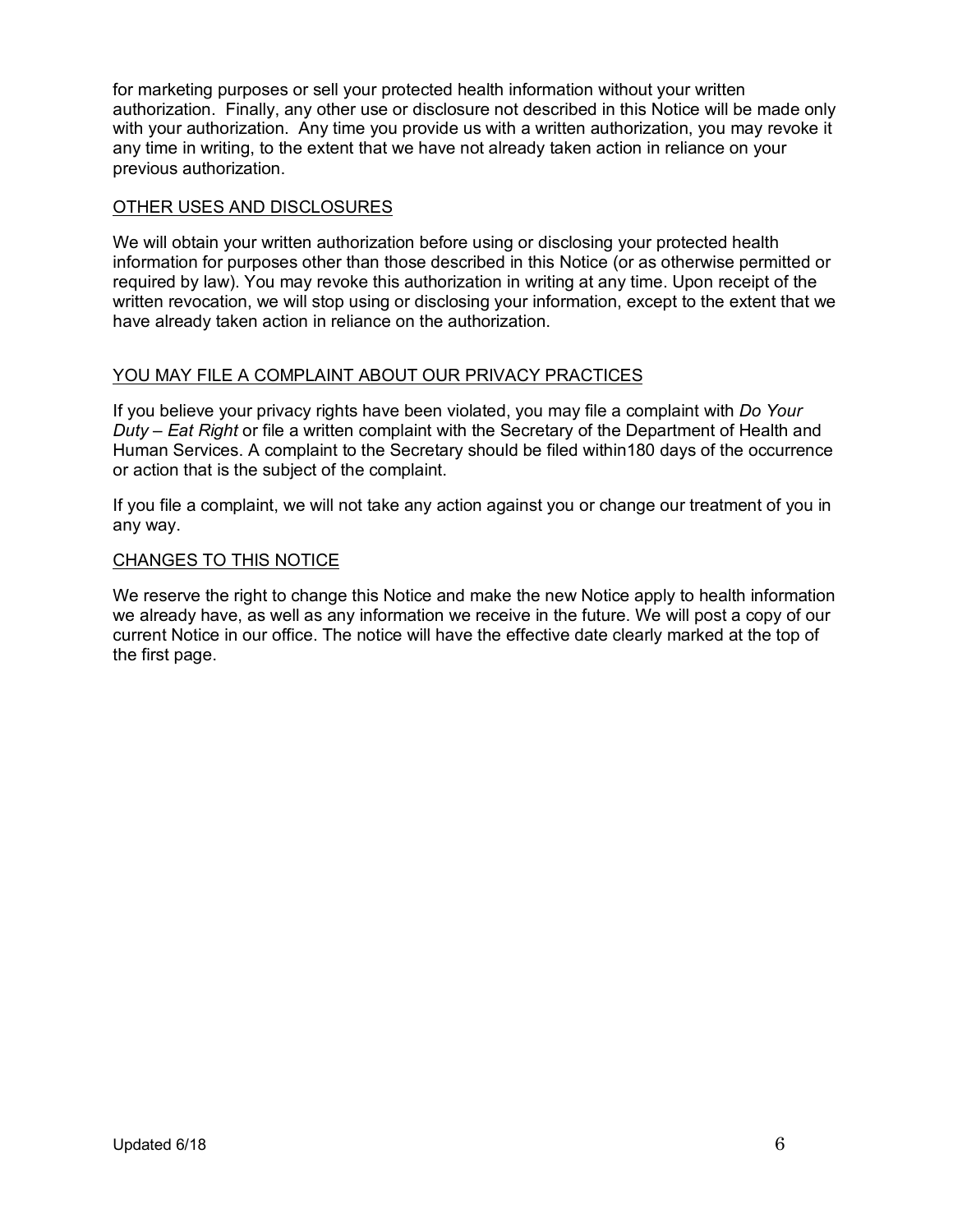for marketing purposes or sell your protected health information without your written authorization. Finally, any other use or disclosure not described in this Notice will be made only with your authorization. Any time you provide us with a written authorization, you may revoke it any time in writing, to the extent that we have not already taken action in reliance on your previous authorization.

## OTHER USES AND DISCLOSURES

We will obtain your written authorization before using or disclosing your protected health information for purposes other than those described in this Notice (or as otherwise permitted or required by law). You may revoke this authorization in writing at any time. Upon receipt of the written revocation, we will stop using or disclosing your information, except to the extent that we have already taken action in reliance on the authorization.

## YOU MAY FILE A COMPLAINT ABOUT OUR PRIVACY PRACTICES

If you believe your privacy rights have been violated, you may file a complaint with *Do Your Duty – Eat Right* or file a written complaint with the Secretary of the Department of Health and Human Services. A complaint to the Secretary should be filed within180 days of the occurrence or action that is the subject of the complaint.

If you file a complaint, we will not take any action against you or change our treatment of you in any way.

## CHANGES TO THIS NOTICE

We reserve the right to change this Notice and make the new Notice apply to health information we already have, as well as any information we receive in the future. We will post a copy of our current Notice in our office. The notice will have the effective date clearly marked at the top of the first page.